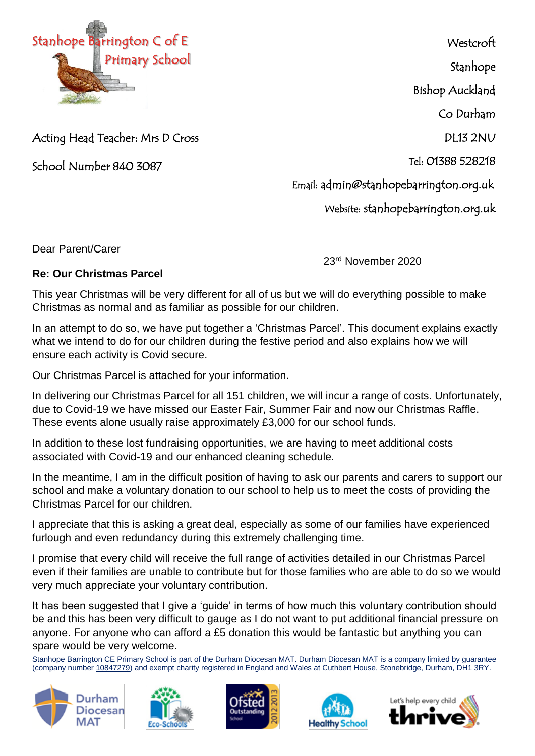Stanhope Barrington C of E Primary School

Acting Head Teacher: Mrs D Cross

School Number 840 3087

Westcroft
Stanhope
Bishop Auckland
Co Durham
DL13 2NU
Tel: 01388 528218
Email: admin@stanhopebarrington.org.uk
Website: stanhopebarrington.org.uk

Dear Parent/Carer

23rd November 2020

**Re: Our Christmas Parcel**

This year Christmas will be very different for all of us but we will do everything possible to make Christmas as normal and as familiar as possible for our children.

In an attempt to do so, we have put together a 'Christmas Parcel'. This document explains exactly what we intend to do for our children during the festive period and also explains how we will ensure each activity is Covid secure.

Our Christmas Parcel is attached for your information.

In delivering our Christmas Parcel for all 151 children, we will incur a range of costs. Unfortunately, due to Covid-19 we have missed our Easter Fair, Summer Fair and now our Christmas Raffle. These events alone usually raise approximately £3,000 for our school funds.

In addition to these lost fundraising opportunities, we are having to meet additional costs associated with Covid-19 and our enhanced cleaning schedule.

In the meantime, I am in the difficult position of having to ask our parents and carers to support our school and make a voluntary donation to our school to help us to meet the costs of providing the Christmas Parcel for our children.

I appreciate that this is asking a great deal, especially as some of our families have experienced furlough and even redundancy during this extremely challenging time.

I promise that every child will receive the full range of activities detailed in our Christmas Parcel even if their families are unable to contribute but for those families who are able to do so we would very much appreciate your voluntary contribution.

It has been suggested that I give a 'guide' in terms of how much this voluntary contribution should be and this has been very difficult to gauge as I do not want to put additional financial pressure on anyone. For anyone who can afford a £5 donation this would be fantastic but anything you can spare would be very welcome.

Stanhope Barrington CE Primary School is part of the Durham Diocesan MAT. Durham Diocesan MAT is a company limited by guarantee (company number 10847279) and exempt charity registered in England and Wales at Cuthbert House, Stonebridge, Durham, DH1 3RY.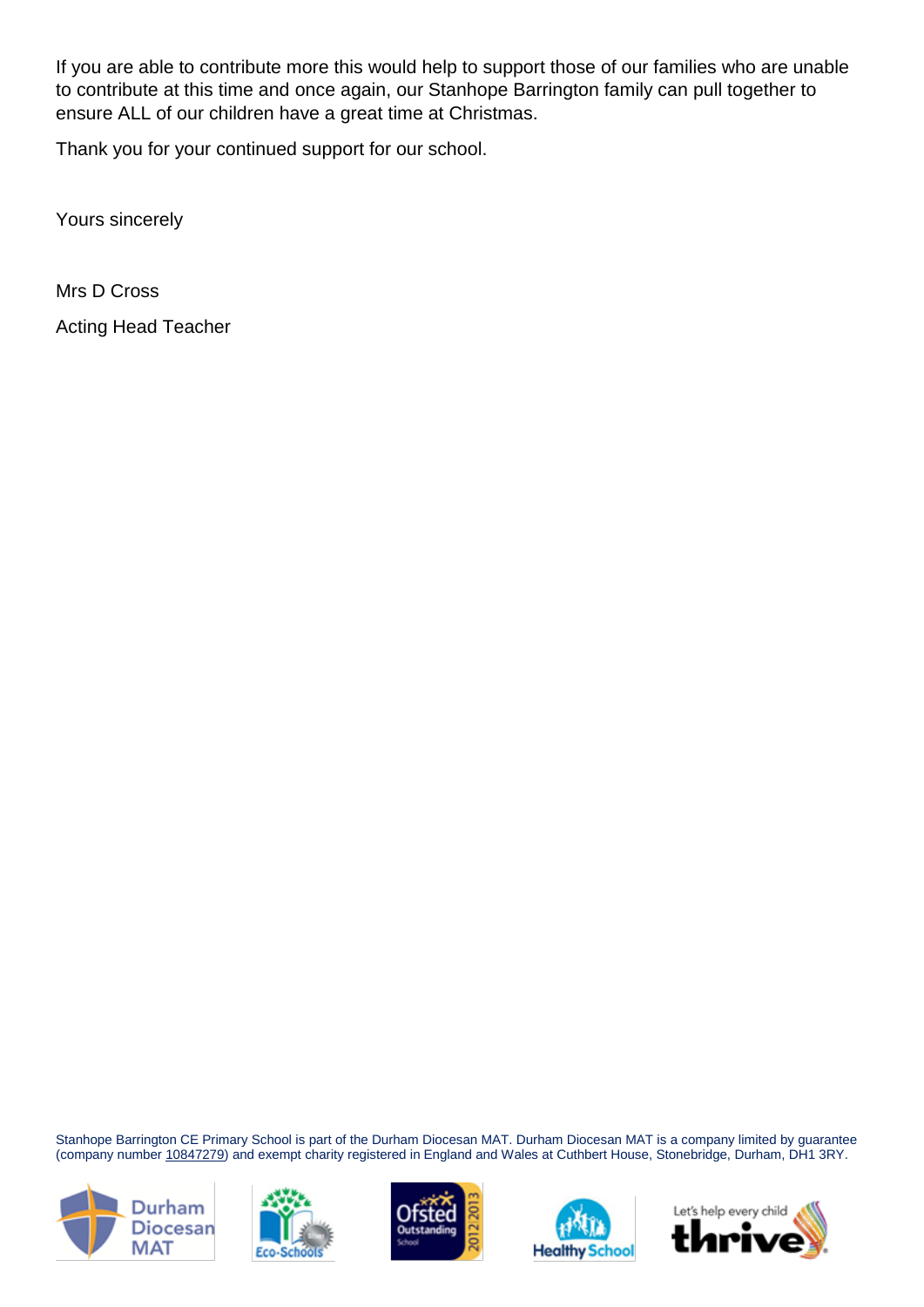If you are able to contribute more this would help to support those of our families who are unable to contribute at this time and once again, our Stanhope Barrington family can pull together to ensure ALL of our children have a great time at Christmas.

Thank you for your continued support for our school.

Yours sincerely

Mrs D Cross

Acting Head Teacher

Stanhope Barrington CE Primary School is part of the Durham Diocesan MAT. Durham Diocesan MAT is a company limited by guarantee (company number 10847279) and exempt charity registered in England and Wales at Cuthbert House, Stonebridge, Durham, DH1 3RY.